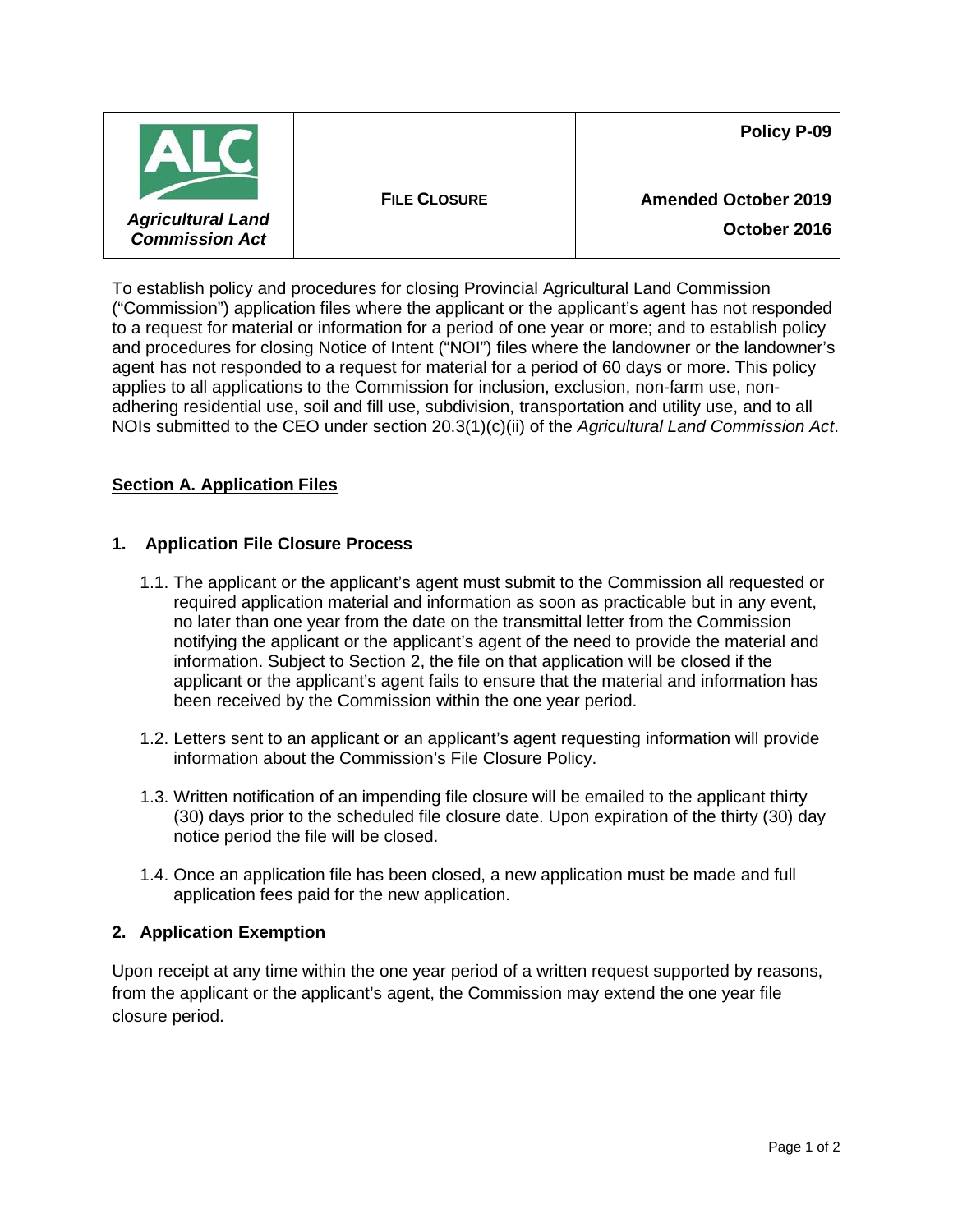| ALC *Agricultural Land Commission Act* | **FILE CLOSURE** | **Policy P-09** **Amended October 2019** **October 2016** |
|---|---|---|

To establish policy and procedures for closing Provincial Agricultural Land Commission ("Commission") application files where the applicant or the applicant's agent has not responded to a request for material or information for a period of one year or more; and to establish policy and procedures for closing Notice of Intent ("NOI") files where the landowner or the landowner's agent has not responded to a request for material for a period of 60 days or more. This policy applies to all applications to the Commission for inclusion, exclusion, non-farm use, non-adhering residential use, soil and fill use, subdivision, transportation and utility use, and to all NOIs submitted to the CEO under section 20.3(1)(c)(ii) of the *Agricultural Land Commission Act*.

## Section A. Application Files

### 1. Application File Closure Process

1.1. The applicant or the applicant's agent must submit to the Commission all requested or required application material and information as soon as practicable but in any event, no later than one year from the date on the transmittal letter from the Commission notifying the applicant or the applicant's agent of the need to provide the material and information. Subject to Section 2, the file on that application will be closed if the applicant or the applicant's agent fails to ensure that the material and information has been received by the Commission within the one year period.

1.2. Letters sent to an applicant or an applicant's agent requesting information will provide information about the Commission's File Closure Policy.

1.3. Written notification of an impending file closure will be emailed to the applicant thirty (30) days prior to the scheduled file closure date. Upon expiration of the thirty (30) day notice period the file will be closed.

1.4. Once an application file has been closed, a new application must be made and full application fees paid for the new application.

### 2. Application Exemption

Upon receipt at any time within the one year period of a written request supported by reasons, from the applicant or the applicant's agent, the Commission may extend the one year file closure period.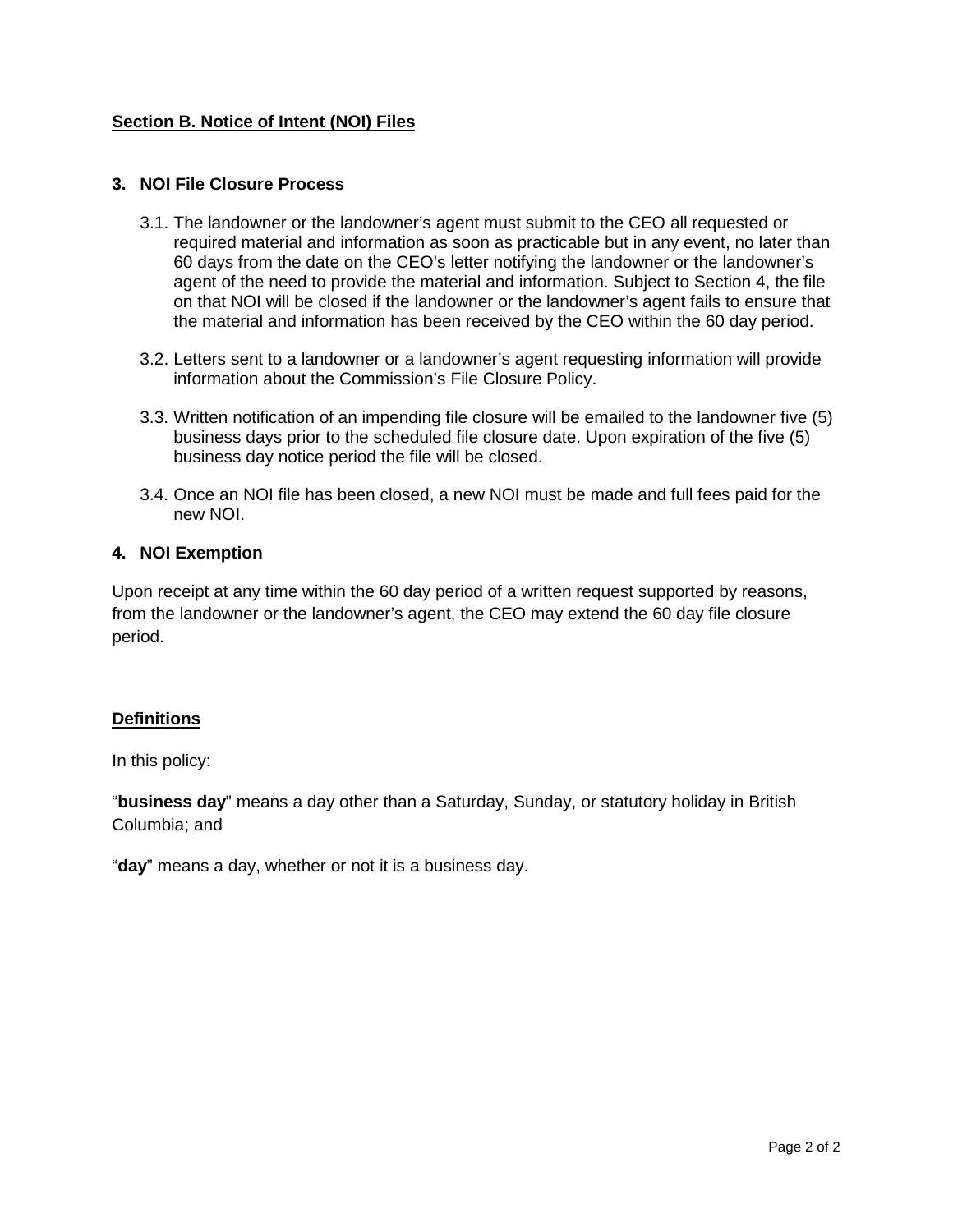## Section B. Notice of Intent (NOI) Files

### 3. NOI File Closure Process

3.1. The landowner or the landowner's agent must submit to the CEO all requested or required material and information as soon as practicable but in any event, no later than 60 days from the date on the CEO's letter notifying the landowner or the landowner's agent of the need to provide the material and information. Subject to Section 4, the file on that NOI will be closed if the landowner or the landowner's agent fails to ensure that the material and information has been received by the CEO within the 60 day period.

3.2. Letters sent to a landowner or a landowner's agent requesting information will provide information about the Commission's File Closure Policy.

3.3. Written notification of an impending file closure will be emailed to the landowner five (5) business days prior to the scheduled file closure date. Upon expiration of the five (5) business day notice period the file will be closed.

3.4. Once an NOI file has been closed, a new NOI must be made and full fees paid for the new NOI.

### 4. NOI Exemption

Upon receipt at any time within the 60 day period of a written request supported by reasons, from the landowner or the landowner's agent, the CEO may extend the 60 day file closure period.

## Definitions

In this policy:

"**business day**" means a day other than a Saturday, Sunday, or statutory holiday in British Columbia; and

"**day**" means a day, whether or not it is a business day.